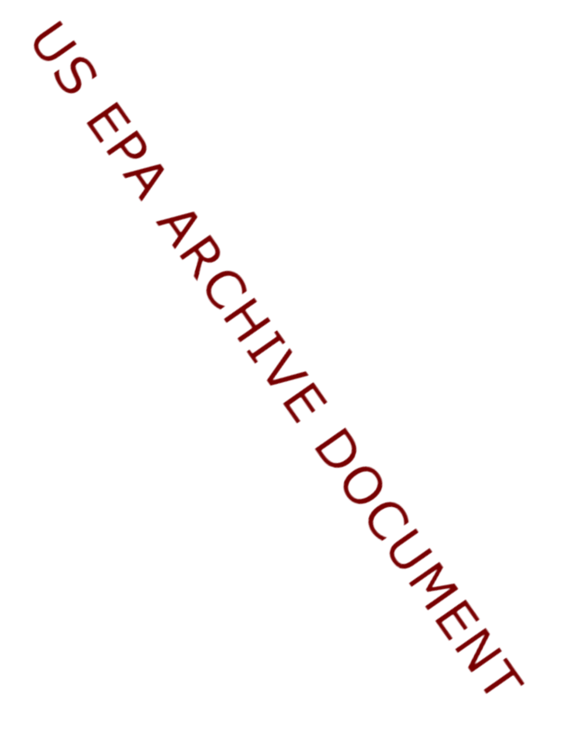US EPA ARCHIVE DOCUMENT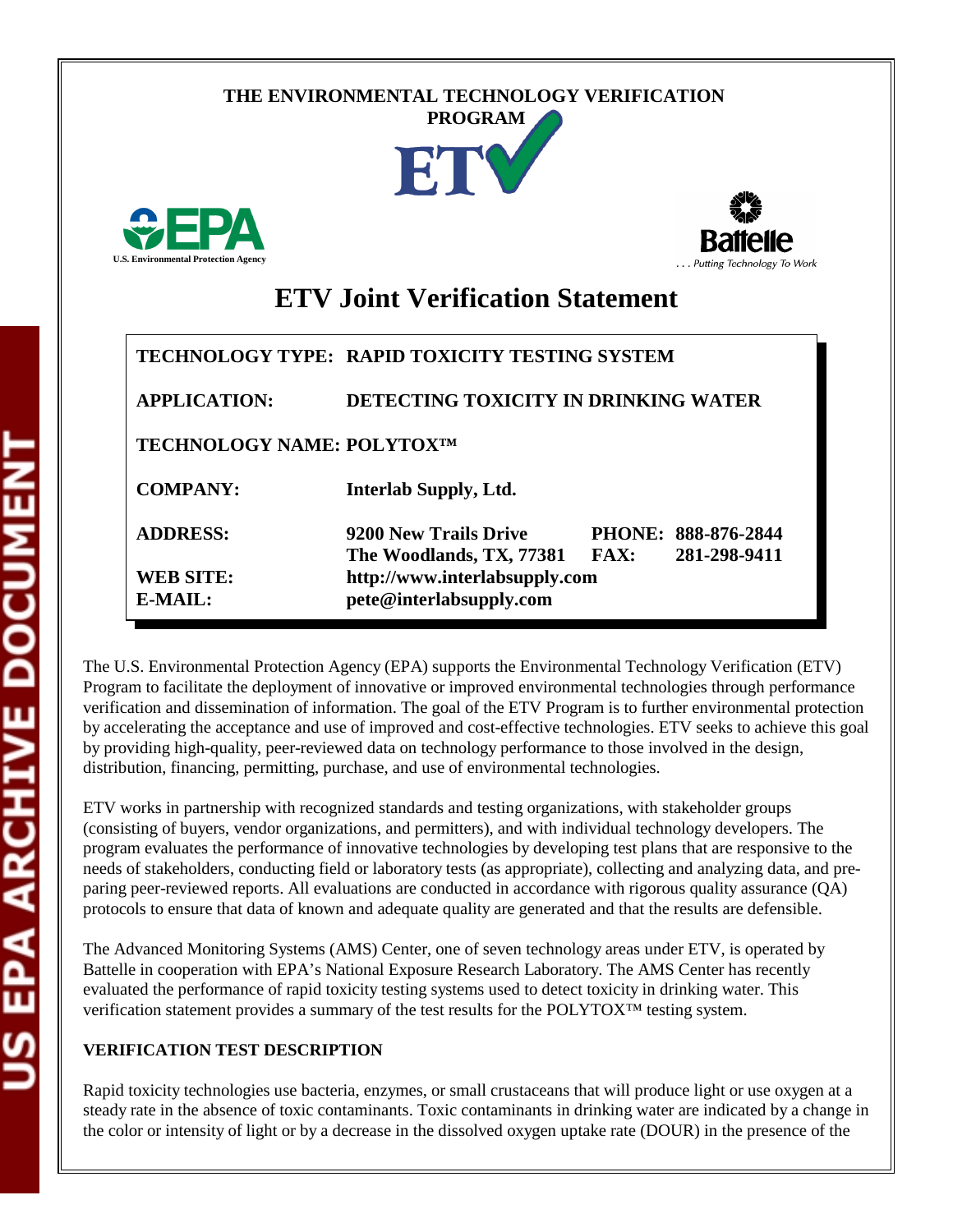THE ENVIRONMENTAL TECHNOLOGY VERIFICATION PROGRAM

ETV

U.S. Environmental Protection Agency

Battelle

. . . Putting Technology To Work

# ETV Joint Verification Statement

| | |
|---|---|
| **TECHNOLOGY TYPE:** | **RAPID TOXICITY TESTING SYSTEM** |
| **APPLICATION:** | **DETECTING TOXICITY IN DRINKING WATER** |
| **TECHNOLOGY NAME:** | **POLYTOX™** |
| **COMPANY:** | **Interlab Supply, Ltd.** |
| **ADDRESS:** | **9200 New Trails Drive, The Woodlands, TX, 77381** — **PHONE: 888-876-2844**, **FAX: 281-298-9411** |
| **WEB SITE:** | **http://www.interlabsupply.com** |
| **E-MAIL:** | **pete@interlabsupply.com** |

The U.S. Environmental Protection Agency (EPA) supports the Environmental Technology Verification (ETV) Program to facilitate the deployment of innovative or improved environmental technologies through performance verification and dissemination of information. The goal of the ETV Program is to further environmental protection by accelerating the acceptance and use of improved and cost-effective technologies. ETV seeks to achieve this goal by providing high-quality, peer-reviewed data on technology performance to those involved in the design, distribution, financing, permitting, purchase, and use of environmental technologies.

ETV works in partnership with recognized standards and testing organizations, with stakeholder groups (consisting of buyers, vendor organizations, and permitters), and with individual technology developers. The program evaluates the performance of innovative technologies by developing test plans that are responsive to the needs of stakeholders, conducting field or laboratory tests (as appropriate), collecting and analyzing data, and preparing peer-reviewed reports. All evaluations are conducted in accordance with rigorous quality assurance (QA) protocols to ensure that data of known and adequate quality are generated and that the results are defensible.

The Advanced Monitoring Systems (AMS) Center, one of seven technology areas under ETV, is operated by Battelle in cooperation with EPA's National Exposure Research Laboratory. The AMS Center has recently evaluated the performance of rapid toxicity testing systems used to detect toxicity in drinking water. This verification statement provides a summary of the test results for the POLYTOX™ testing system.

**VERIFICATION TEST DESCRIPTION**

Rapid toxicity technologies use bacteria, enzymes, or small crustaceans that will produce light or use oxygen at a steady rate in the absence of toxic contaminants. Toxic contaminants in drinking water are indicated by a change in the color or intensity of light or by a decrease in the dissolved oxygen uptake rate (DOUR) in the presence of the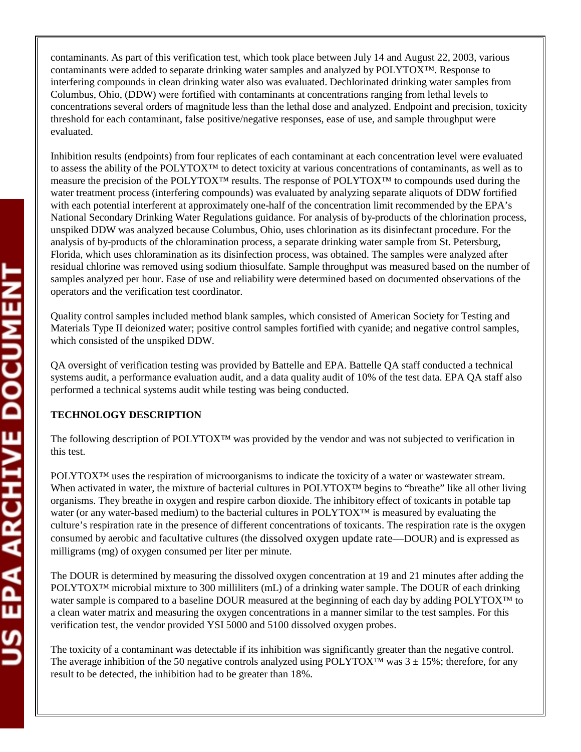contaminants. As part of this verification test, which took place between July 14 and August 22, 2003, various contaminants were added to separate drinking water samples and analyzed by POLYTOX™. Response to interfering compounds in clean drinking water also was evaluated. Dechlorinated drinking water samples from Columbus, Ohio, (DDW) were fortified with contaminants at concentrations ranging from lethal levels to concentrations several orders of magnitude less than the lethal dose and analyzed. Endpoint and precision, toxicity threshold for each contaminant, false positive/negative responses, ease of use, and sample throughput were evaluated.

Inhibition results (endpoints) from four replicates of each contaminant at each concentration level were evaluated to assess the ability of the POLYTOX™ to detect toxicity at various concentrations of contaminants, as well as to measure the precision of the POLYTOX™ results. The response of POLYTOX™ to compounds used during the water treatment process (interfering compounds) was evaluated by analyzing separate aliquots of DDW fortified with each potential interferent at approximately one-half of the concentration limit recommended by the EPA's National Secondary Drinking Water Regulations guidance. For analysis of by-products of the chlorination process, unspiked DDW was analyzed because Columbus, Ohio, uses chlorination as its disinfectant procedure. For the analysis of by-products of the chloramination process, a separate drinking water sample from St. Petersburg, Florida, which uses chloramination as its disinfection process, was obtained. The samples were analyzed after residual chlorine was removed using sodium thiosulfate. Sample throughput was measured based on the number of samples analyzed per hour. Ease of use and reliability were determined based on documented observations of the operators and the verification test coordinator.

Quality control samples included method blank samples, which consisted of American Society for Testing and Materials Type II deionized water; positive control samples fortified with cyanide; and negative control samples, which consisted of the unspiked DDW.

QA oversight of verification testing was provided by Battelle and EPA. Battelle QA staff conducted a technical systems audit, a performance evaluation audit, and a data quality audit of 10% of the test data. EPA QA staff also performed a technical systems audit while testing was being conducted.

**TECHNOLOGY DESCRIPTION**

The following description of POLYTOX™ was provided by the vendor and was not subjected to verification in this test.

POLYTOX™ uses the respiration of microorganisms to indicate the toxicity of a water or wastewater stream. When activated in water, the mixture of bacterial cultures in POLYTOX™ begins to "breathe" like all other living organisms. They breathe in oxygen and respire carbon dioxide. The inhibitory effect of toxicants in potable tap water (or any water-based medium) to the bacterial cultures in POLYTOX™ is measured by evaluating the culture's respiration rate in the presence of different concentrations of toxicants. The respiration rate is the oxygen consumed by aerobic and facultative cultures (the dissolved oxygen update rate—DOUR) and is expressed as milligrams (mg) of oxygen consumed per liter per minute.

The DOUR is determined by measuring the dissolved oxygen concentration at 19 and 21 minutes after adding the POLYTOX™ microbial mixture to 300 milliliters (mL) of a drinking water sample. The DOUR of each drinking water sample is compared to a baseline DOUR measured at the beginning of each day by adding POLYTOX™ to a clean water matrix and measuring the oxygen concentrations in a manner similar to the test samples. For this verification test, the vendor provided YSI 5000 and 5100 dissolved oxygen probes.

The toxicity of a contaminant was detectable if its inhibition was significantly greater than the negative control. The average inhibition of the 50 negative controls analyzed using POLYTOX™ was $3 \pm 15\%$; therefore, for any result to be detected, the inhibition had to be greater than 18%.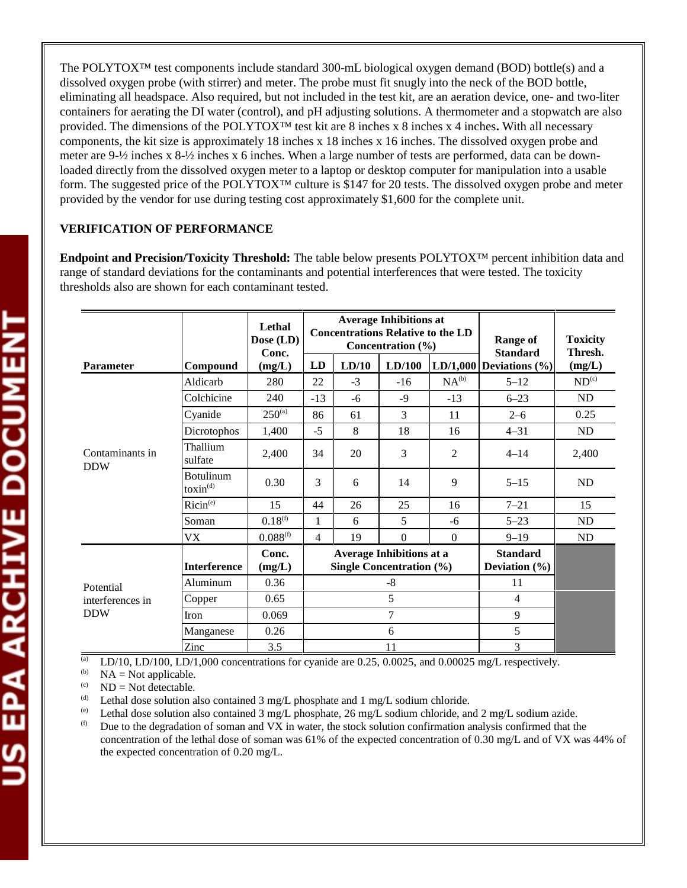The POLYTOX™ test components include standard 300-mL biological oxygen demand (BOD) bottle(s) and a dissolved oxygen probe (with stirrer) and meter. The probe must fit snugly into the neck of the BOD bottle, eliminating all headspace. Also required, but not included in the test kit, are an aeration device, one- and two-liter containers for aerating the DI water (control), and pH adjusting solutions. A thermometer and a stopwatch are also provided. The dimensions of the POLYTOX™ test kit are 8 inches x 8 inches x 4 inches**.** With all necessary components, the kit size is approximately 18 inches x 18 inches x 16 inches. The dissolved oxygen probe and meter are 9-½ inches x 8-½ inches x 6 inches. When a large number of tests are performed, data can be downloaded directly from the dissolved oxygen meter to a laptop or desktop computer for manipulation into a usable form. The suggested price of the POLYTOX™ culture is $147 for 20 tests. The dissolved oxygen probe and meter provided by the vendor for use during testing cost approximately $1,600 for the complete unit.

**VERIFICATION OF PERFORMANCE**

**Endpoint and Precision/Toxicity Threshold:** The table below presents POLYTOX™ percent inhibition data and range of standard deviations for the contaminants and potential interferences that were tested. The toxicity thresholds also are shown for each contaminant tested.

| Parameter | Compound | Lethal Dose (LD) Conc. (mg/L) | Average Inhibitions at Concentrations Relative to the LD Concentration (%) | | | | Range of Standard Deviations (%) | Toxicity Thresh. (mg/L) |
|---|---|---|---|---|---|---|---|---|
| | | | LD | LD/10 | LD/100 | LD/1,000 | | |
| Contaminants in DDW | Aldicarb | 280 | 22 | -3 | -16 | NA[b] | 5–12 | ND[c] |
| | Colchicine | 240 | -13 | -6 | -9 | -13 | 6–23 | ND |
| | Cyanide | 250[a] | 86 | 61 | 3 | 11 | 2–6 | 0.25 |
| | Dicrotophos | 1,400 | -5 | 8 | 18 | 16 | 4–31 | ND |
| | Thallium sulfate | 2,400 | 34 | 20 | 3 | 2 | 4–14 | 2,400 |
| | Botulinum toxin[d] | 0.30 | 3 | 6 | 14 | 9 | 5–15 | ND |
| | Ricin[e] | 15 | 44 | 26 | 25 | 16 | 7–21 | 15 |
| | Soman | 0.18[f] | 1 | 6 | 5 | -6 | 5–23 | ND |
| | VX | 0.088[f] | 4 | 19 | 0 | 0 | 9–19 | ND |
| Potential interferences in DDW | **Interference** | **Conc. (mg/L)** | **Average Inhibitions at a Single Concentration (%)** | | | | **Standard Deviation (%)** | |
| | Aluminum | 0.36 | -8 | | | | 11 | |
| | Copper | 0.65 | 5 | | | | 4 | |
| | Iron | 0.069 | 7 | | | | 9 | |
| | Manganese | 0.26 | 6 | | | | 5 | |
| | Zinc | 3.5 | 11 | | | | 3 | |

[a] LD/10, LD/100, LD/1,000 concentrations for cyanide are 0.25, 0.0025, and 0.00025 mg/L respectively.

[b] NA = Not applicable.

[c] ND = Not detectable.

[d] Lethal dose solution also contained 3 mg/L phosphate and 1 mg/L sodium chloride.

[e] Lethal dose solution also contained 3 mg/L phosphate, 26 mg/L sodium chloride, and 2 mg/L sodium azide.

[f] Due to the degradation of soman and VX in water, the stock solution confirmation analysis confirmed that the concentration of the lethal dose of soman was 61% of the expected concentration of 0.30 mg/L and of VX was 44% of the expected concentration of 0.20 mg/L.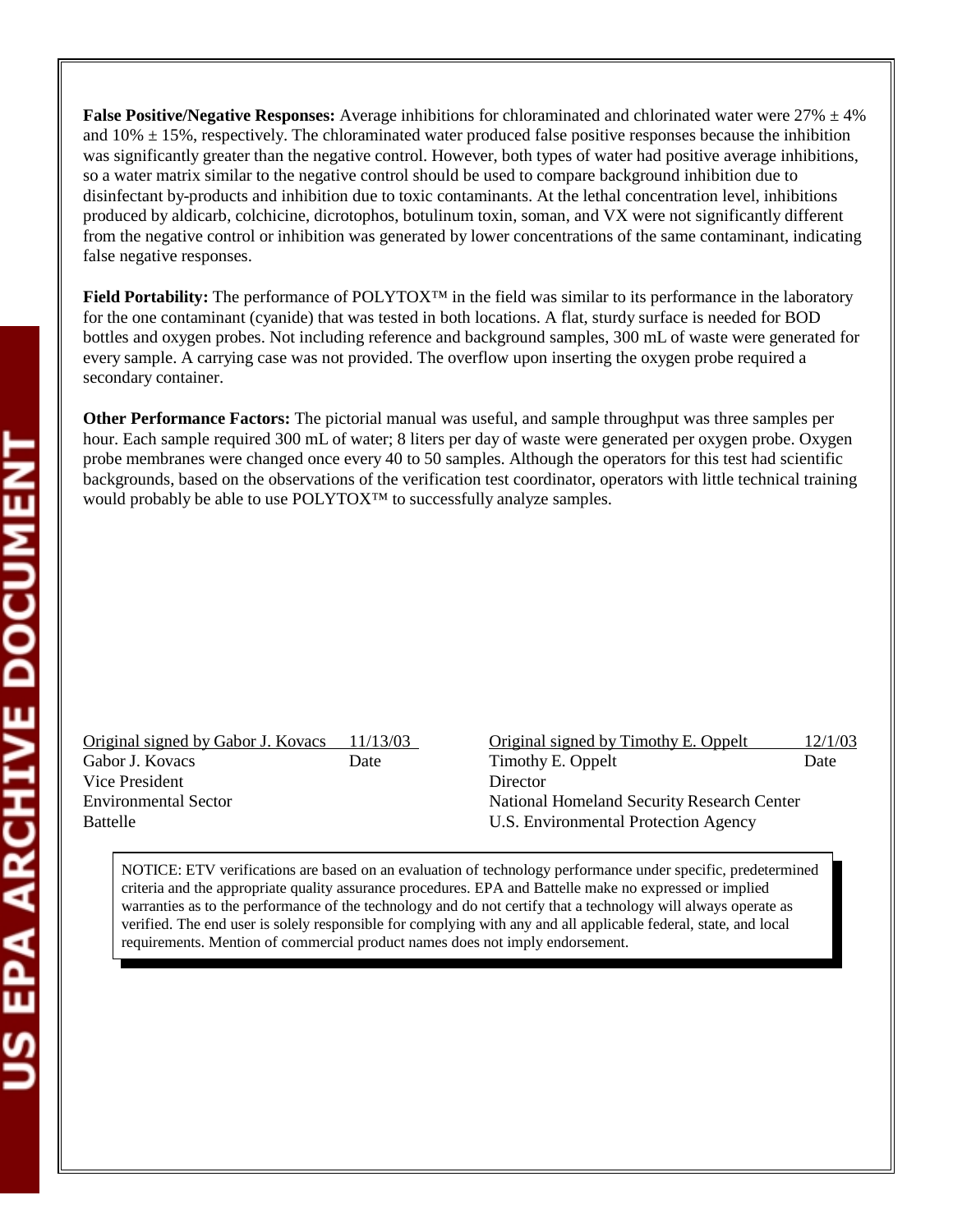**False Positive/Negative Responses:** Average inhibitions for chloraminated and chlorinated water were 27% ± 4% and 10% ± 15%, respectively. The chloraminated water produced false positive responses because the inhibition was significantly greater than the negative control. However, both types of water had positive average inhibitions, so a water matrix similar to the negative control should be used to compare background inhibition due to disinfectant by-products and inhibition due to toxic contaminants. At the lethal concentration level, inhibitions produced by aldicarb, colchicine, dicrotophos, botulinum toxin, soman, and VX were not significantly different from the negative control or inhibition was generated by lower concentrations of the same contaminant, indicating false negative responses.

**Field Portability:** The performance of POLYTOX™ in the field was similar to its performance in the laboratory for the one contaminant (cyanide) that was tested in both locations. A flat, sturdy surface is needed for BOD bottles and oxygen probes. Not including reference and background samples, 300 mL of waste were generated for every sample. A carrying case was not provided. The overflow upon inserting the oxygen probe required a secondary container.

**Other Performance Factors:** The pictorial manual was useful, and sample throughput was three samples per hour. Each sample required 300 mL of water; 8 liters per day of waste were generated per oxygen probe. Oxygen probe membranes were changed once every 40 to 50 samples. Although the operators for this test had scientific backgrounds, based on the observations of the verification test coordinator, operators with little technical training would probably be able to use POLYTOX™ to successfully analyze samples.

Original signed by Gabor J. Kovacs 11/13/03
Gabor J. Kovacs Date
Vice President
Environmental Sector
Battelle

Original signed by Timothy E. Oppelt 12/1/03
Timothy E. Oppelt Date
Director
National Homeland Security Research Center
U.S. Environmental Protection Agency

NOTICE: ETV verifications are based on an evaluation of technology performance under specific, predetermined criteria and the appropriate quality assurance procedures. EPA and Battelle make no expressed or implied warranties as to the performance of the technology and do not certify that a technology will always operate as verified. The end user is solely responsible for complying with any and all applicable federal, state, and local requirements. Mention of commercial product names does not imply endorsement.